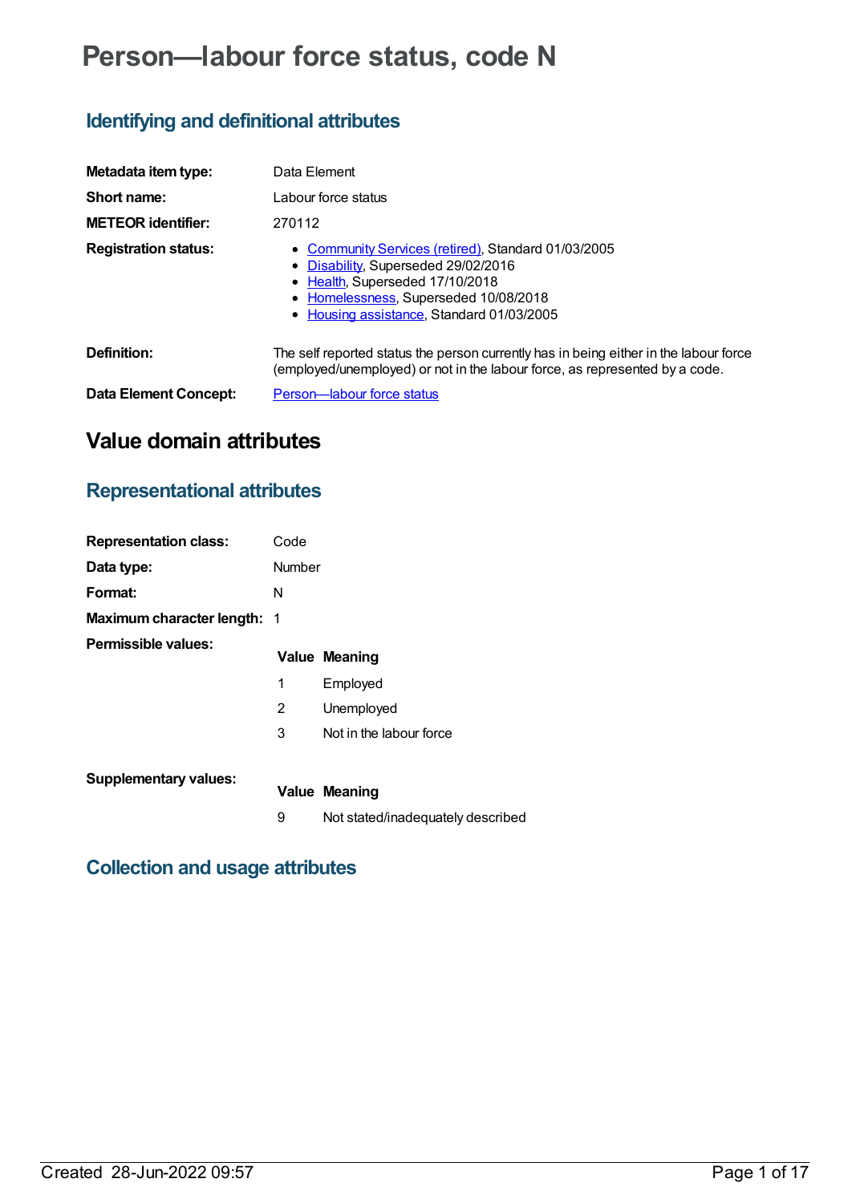# Person—labour force status, code N

## Identifying and definitional attributes

| | |
|---|---|
| **Metadata item type:** | Data Element |
| **Short name:** | Labour force status |
| **METEOR identifier:** | 270112 |
| **Registration status:** | • Community Services (retired), Standard 01/03/2005<br>• Disability, Superseded 29/02/2016<br>• Health, Superseded 17/10/2018<br>• Homelessness, Superseded 10/08/2018<br>• Housing assistance, Standard 01/03/2005 |
| **Definition:** | The self reported status the person currently has in being either in the labour force (employed/unemployed) or not in the labour force, as represented by a code. |
| **Data Element Concept:** | Person—labour force status |

# Value domain attributes

## Representational attributes

| | |
|---|---|
| **Representation class:** | Code |
| **Data type:** | Number |
| **Format:** | N |
| **Maximum character length:** | 1 |

**Permissible values:**

| Value | Meaning |
|---|---|
| 1 | Employed |
| 2 | Unemployed |
| 3 | Not in the labour force |

**Supplementary values:**

| Value | Meaning |
|---|---|
| 9 | Not stated/inadequately described |

## Collection and usage attributes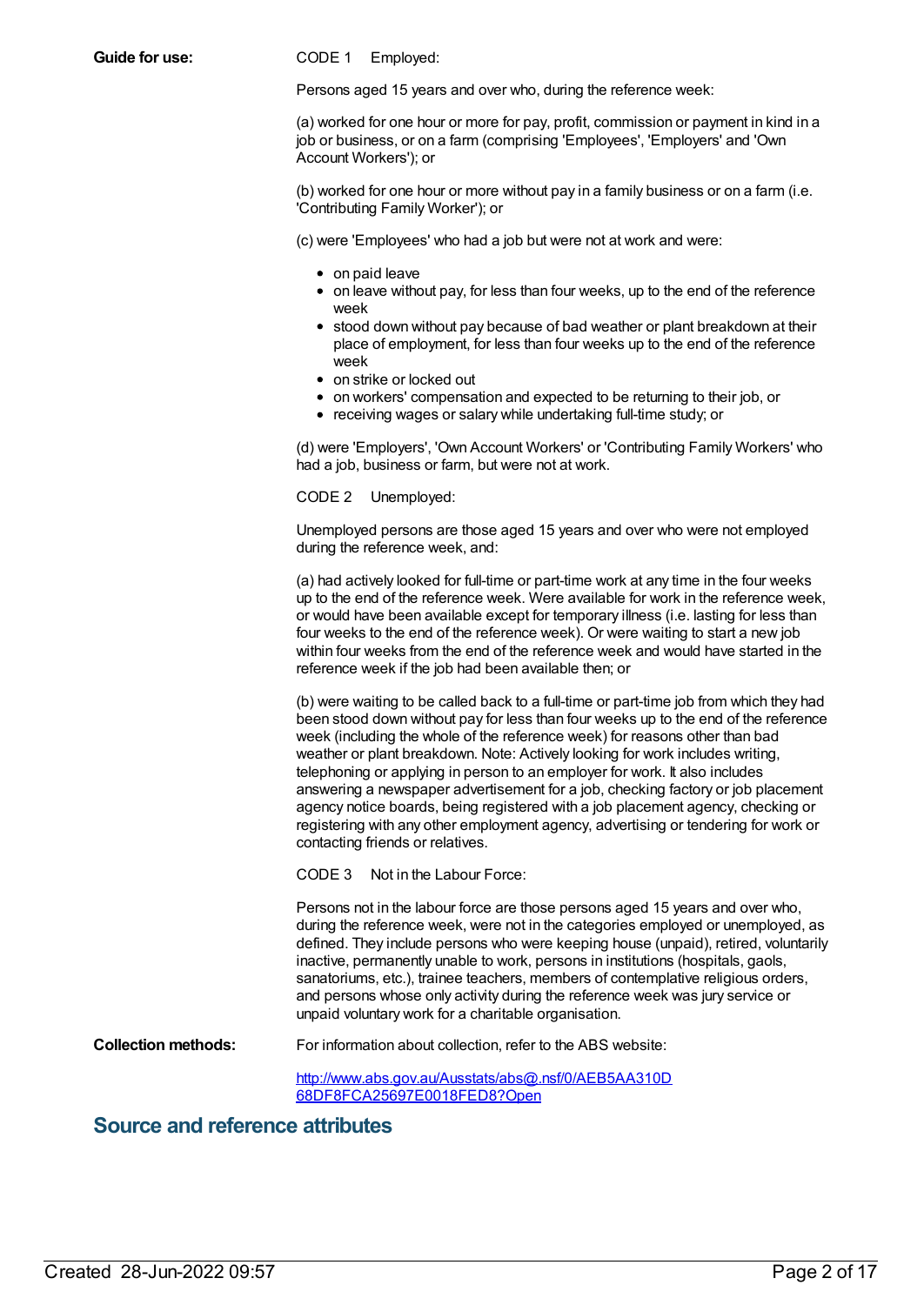**Guide for use:**

CODE 1 Employed:

Persons aged 15 years and over who, during the reference week:

(a) worked for one hour or more for pay, profit, commission or payment in kind in a job or business, or on a farm (comprising 'Employees', 'Employers' and 'Own Account Workers'); or

(b) worked for one hour or more without pay in a family business or on a farm (i.e. 'Contributing Family Worker'); or

(c) were 'Employees' who had a job but were not at work and were:

- on paid leave
- on leave without pay, for less than four weeks, up to the end of the reference week
- stood down without pay because of bad weather or plant breakdown at their place of employment, for less than four weeks up to the end of the reference week
- on strike or locked out
- on workers' compensation and expected to be returning to their job, or
- receiving wages or salary while undertaking full-time study; or

(d) were 'Employers', 'Own Account Workers' or 'Contributing Family Workers' who had a job, business or farm, but were not at work.

CODE 2 Unemployed:

Unemployed persons are those aged 15 years and over who were not employed during the reference week, and:

(a) had actively looked for full-time or part-time work at any time in the four weeks up to the end of the reference week. Were available for work in the reference week, or would have been available except for temporary illness (i.e. lasting for less than four weeks to the end of the reference week). Or were waiting to start a new job within four weeks from the end of the reference week and would have started in the reference week if the job had been available then; or

(b) were waiting to be called back to a full-time or part-time job from which they had been stood down without pay for less than four weeks up to the end of the reference week (including the whole of the reference week) for reasons other than bad weather or plant breakdown. Note: Actively looking for work includes writing, telephoning or applying in person to an employer for work. It also includes answering a newspaper advertisement for a job, checking factory or job placement agency notice boards, being registered with a job placement agency, checking or registering with any other employment agency, advertising or tendering for work or contacting friends or relatives.

CODE 3 Not in the Labour Force:

Persons not in the labour force are those persons aged 15 years and over who, during the reference week, were not in the categories employed or unemployed, as defined. They include persons who were keeping house (unpaid), retired, voluntarily inactive, permanently unable to work, persons in institutions (hospitals, gaols, sanatoriums, etc.), trainee teachers, members of contemplative religious orders, and persons whose only activity during the reference week was jury service or unpaid voluntary work for a charitable organisation.

**Collection methods:**

For information about collection, refer to the ABS website:

[http://www.abs.gov.au/Ausstats/abs@.nsf/0/AEB5AA310D68DF8FCA25697E0018FED8?Open](http://www.abs.gov.au/Ausstats/abs@.nsf/0/AEB5AA310D68DF8FCA25697E0018FED8?Open)

## Source and reference attributes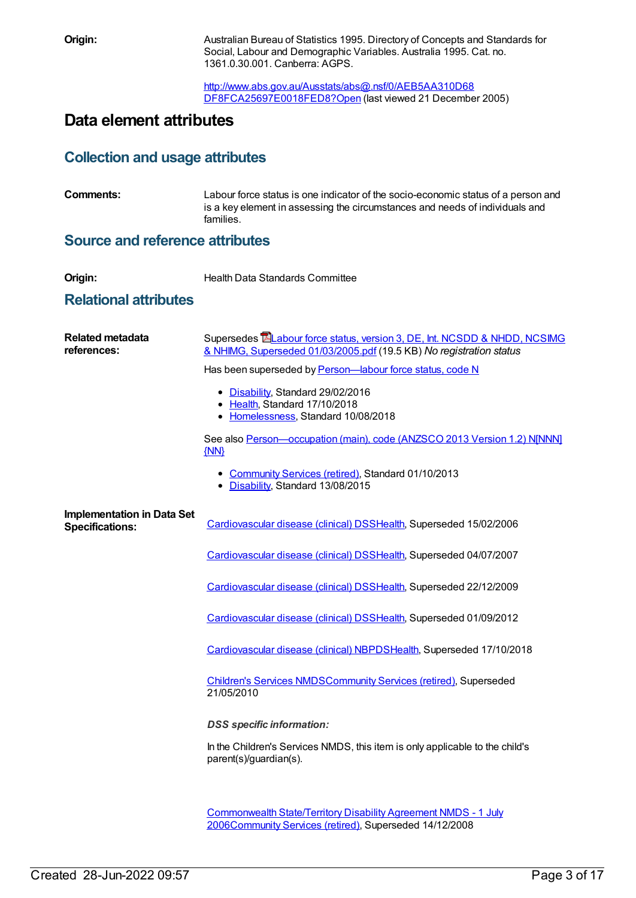**Origin:** Australian Bureau of Statistics 1995. Directory of Concepts and Standards for Social, Labour and Demographic Variables. Australia 1995. Cat. no. 1361.0.30.001. Canberra: AGPS.

http://www.abs.gov.au/Ausstats/abs@.nsf/0/AEB5AA310D68DF8FCA25697E0018FED8?Open (last viewed 21 December 2005)

## Data element attributes

### Collection and usage attributes

**Comments:** Labour force status is one indicator of the socio-economic status of a person and is a key element in assessing the circumstances and needs of individuals and families.

### Source and reference attributes

**Origin:** Health Data Standards Committee

### Relational attributes

**Related metadata references:**

Supersedes Labour force status, version 3, DE, Int. NCSDD & NHDD, NCSIMG & NHIMG, Superseded 01/03/2005.pdf (19.5 KB) *No registration status*

Has been superseded by Person—labour force status, code N

- Disability, Standard 29/02/2016
- Health, Standard 17/10/2018
- Homelessness, Standard 10/08/2018

See also Person—occupation (main), code (ANZSCO 2013 Version 1.2) N[NNN]{NN}

- Community Services (retired), Standard 01/10/2013
- Disability, Standard 13/08/2015

**Implementation in Data Set Specifications:**

Cardiovascular disease (clinical) DSSHealth, Superseded 15/02/2006

Cardiovascular disease (clinical) DSSHealth, Superseded 04/07/2007

Cardiovascular disease (clinical) DSSHealth, Superseded 22/12/2009

Cardiovascular disease (clinical) DSSHealth, Superseded 01/09/2012

Cardiovascular disease (clinical) NBPDSHealth, Superseded 17/10/2018

Children's Services NMDSCommunity Services (retired), Superseded 21/05/2010

***DSS specific information:***

In the Children's Services NMDS, this item is only applicable to the child's parent(s)/guardian(s).

Commonwealth State/Territory Disability Agreement NMDS - 1 July 2006Community Services (retired), Superseded 14/12/2008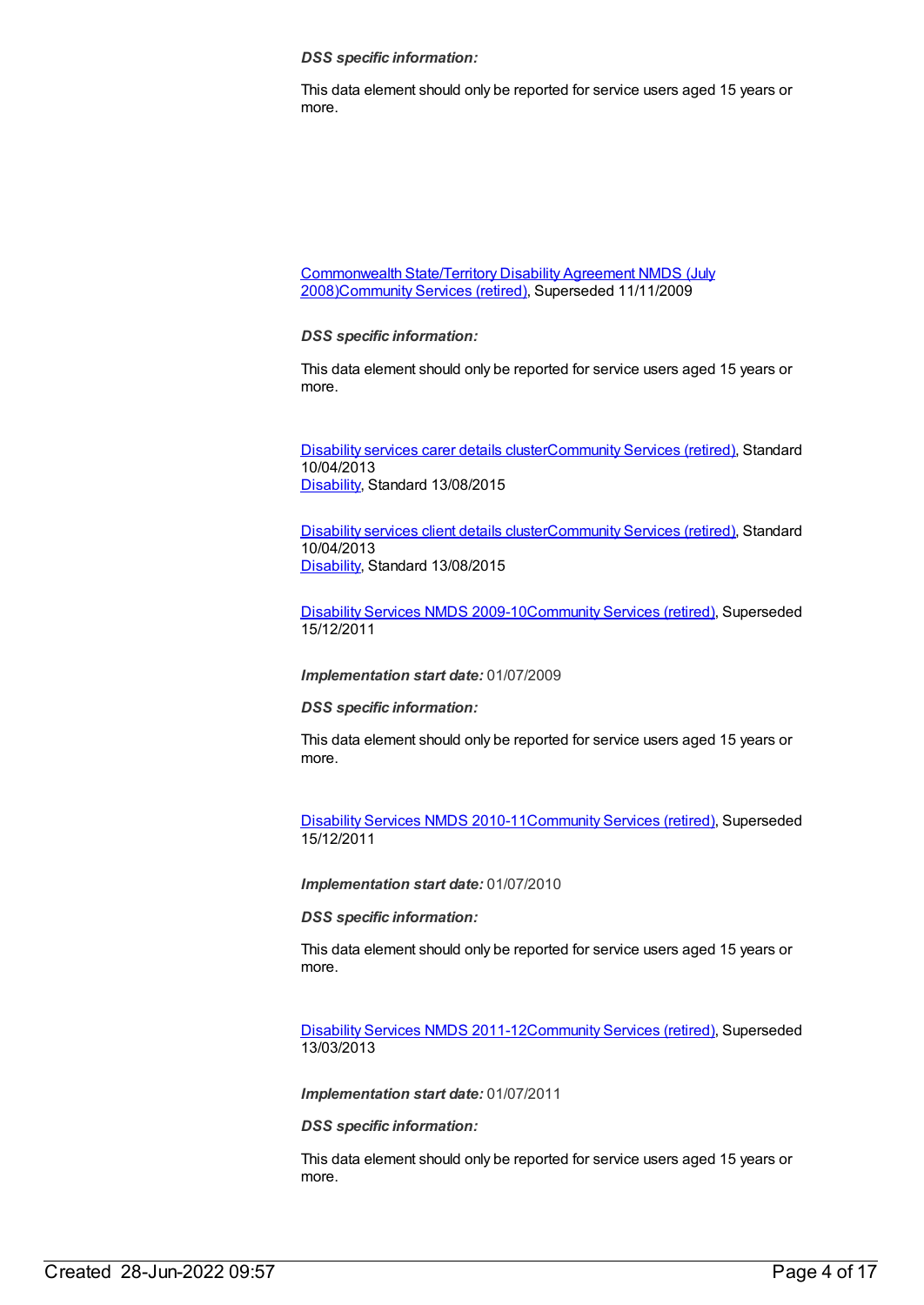***DSS specific information:***

This data element should only be reported for service users aged 15 years or more.

Commonwealth State/Territory Disability Agreement NMDS (July 2008)Community Services (retired), Superseded 11/11/2009

***DSS specific information:***

This data element should only be reported for service users aged 15 years or more.

Disability services carer details clusterCommunity Services (retired), Standard 10/04/2013
Disability, Standard 13/08/2015

Disability services client details clusterCommunity Services (retired), Standard 10/04/2013
Disability, Standard 13/08/2015

Disability Services NMDS 2009-10Community Services (retired), Superseded 15/12/2011

***Implementation start date:*** 01/07/2009

***DSS specific information:***

This data element should only be reported for service users aged 15 years or more.

Disability Services NMDS 2010-11Community Services (retired), Superseded 15/12/2011

***Implementation start date:*** 01/07/2010

***DSS specific information:***

This data element should only be reported for service users aged 15 years or more.

Disability Services NMDS 2011-12Community Services (retired), Superseded 13/03/2013

***Implementation start date:*** 01/07/2011

***DSS specific information:***

This data element should only be reported for service users aged 15 years or more.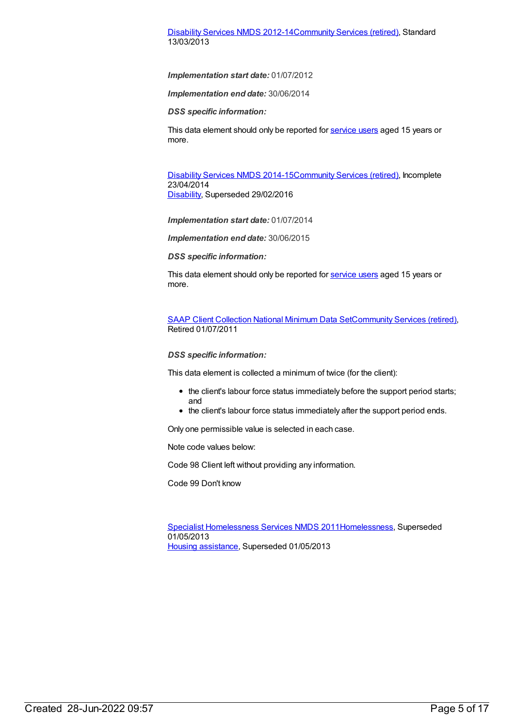Disability Services NMDS 2012-14Community Services (retired), Standard 13/03/2013

***Implementation start date:*** 01/07/2012

***Implementation end date:*** 30/06/2014

***DSS specific information:***

This data element should only be reported for service users aged 15 years or more.

Disability Services NMDS 2014-15Community Services (retired), Incomplete 23/04/2014
Disability, Superseded 29/02/2016

***Implementation start date:*** 01/07/2014

***Implementation end date:*** 30/06/2015

***DSS specific information:***

This data element should only be reported for service users aged 15 years or more.

SAAP Client Collection National Minimum Data SetCommunity Services (retired), Retired 01/07/2011

***DSS specific information:***

This data element is collected a minimum of twice (for the client):

- the client's labour force status immediately before the support period starts; and
- the client's labour force status immediately after the support period ends.

Only one permissible value is selected in each case.

Note code values below:

Code 98 Client left without providing any information.

Code 99 Don't know

Specialist Homelessness Services NMDS 2011Homelessness, Superseded 01/05/2013
Housing assistance, Superseded 01/05/2013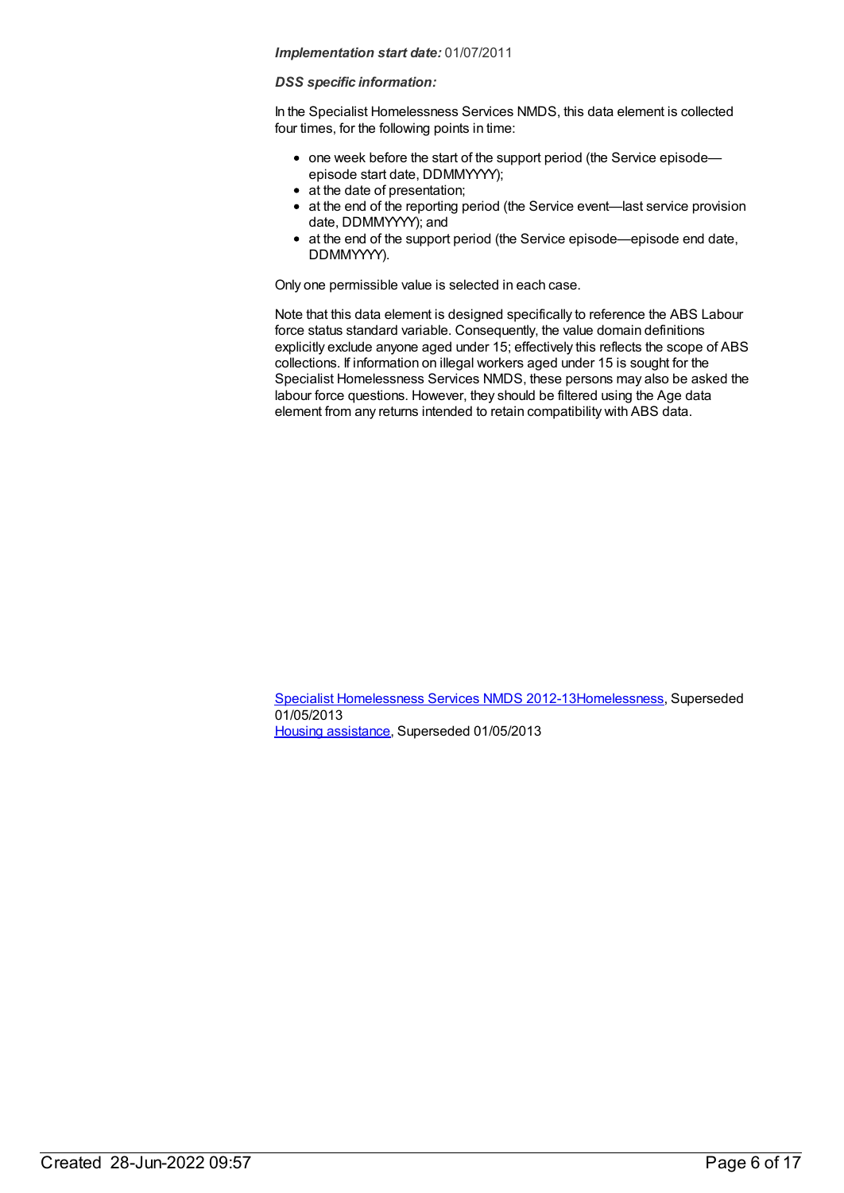***Implementation start date:*** 01/07/2011

***DSS specific information:***

In the Specialist Homelessness Services NMDS, this data element is collected four times, for the following points in time:

- one week before the start of the support period (the Service episode—episode start date, DDMMYYYY);
- at the date of presentation;
- at the end of the reporting period (the Service event—last service provision date, DDMMYYYY); and
- at the end of the support period (the Service episode—episode end date, DDMMYYYY).

Only one permissible value is selected in each case.

Note that this data element is designed specifically to reference the ABS Labour force status standard variable. Consequently, the value domain definitions explicitly exclude anyone aged under 15; effectively this reflects the scope of ABS collections. If information on illegal workers aged under 15 is sought for the Specialist Homelessness Services NMDS, these persons may also be asked the labour force questions. However, they should be filtered using the Age data element from any returns intended to retain compatibility with ABS data.

Specialist Homelessness Services NMDS 2012-13Homelessness, Superseded 01/05/2013
Housing assistance, Superseded 01/05/2013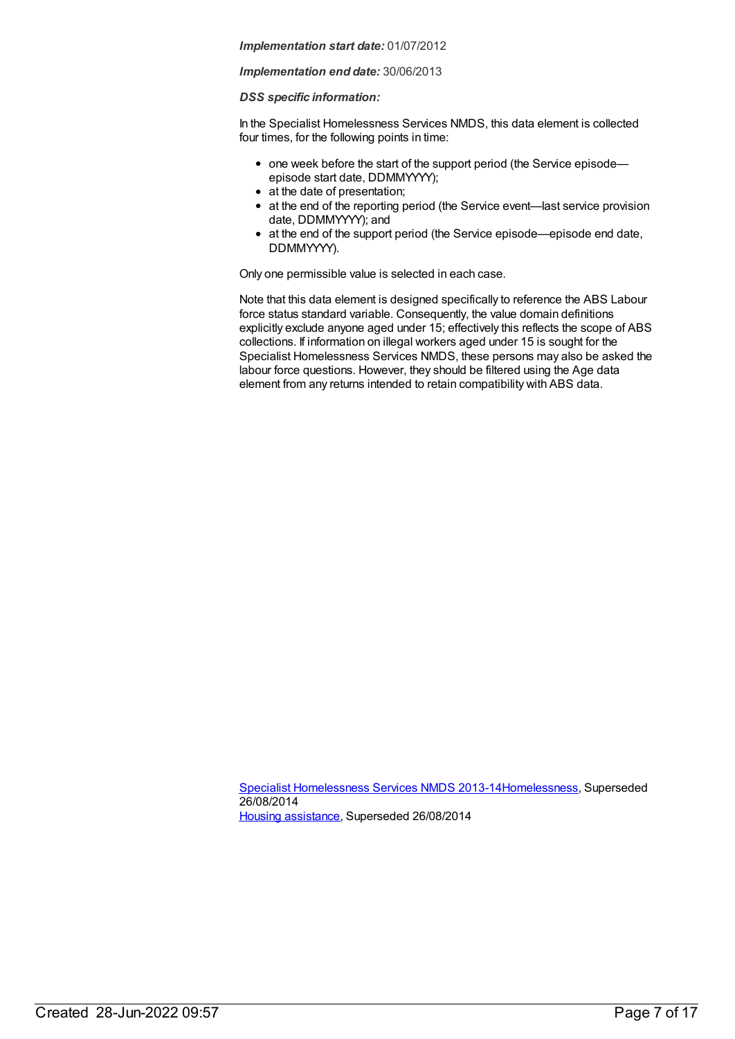***Implementation start date:*** 01/07/2012

***Implementation end date:*** 30/06/2013

***DSS specific information:***

In the Specialist Homelessness Services NMDS, this data element is collected four times, for the following points in time:

- one week before the start of the support period (the Service episode—episode start date, DDMMYYYY);
- at the date of presentation;
- at the end of the reporting period (the Service event—last service provision date, DDMMYYYY); and
- at the end of the support period (the Service episode—episode end date, DDMMYYYY).

Only one permissible value is selected in each case.

Note that this data element is designed specifically to reference the ABS Labour force status standard variable. Consequently, the value domain definitions explicitly exclude anyone aged under 15; effectively this reflects the scope of ABS collections. If information on illegal workers aged under 15 is sought for the Specialist Homelessness Services NMDS, these persons may also be asked the labour force questions. However, they should be filtered using the Age data element from any returns intended to retain compatibility with ABS data.

[Specialist Homelessness Services NMDS 2013-14Homelessness](), Superseded 26/08/2014
[Housing assistance](), Superseded 26/08/2014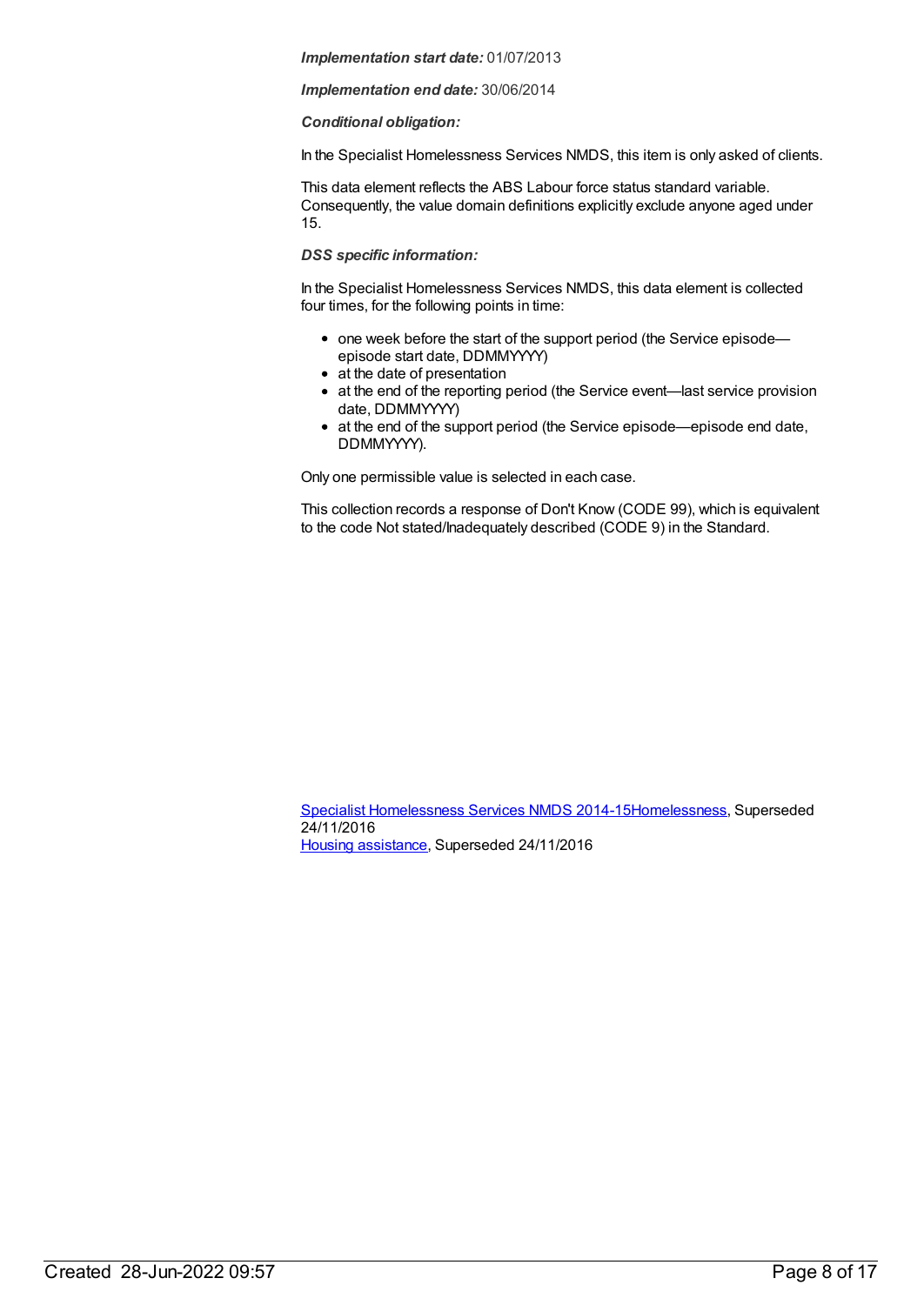***Implementation start date:*** 01/07/2013

***Implementation end date:*** 30/06/2014

***Conditional obligation:***

In the Specialist Homelessness Services NMDS, this item is only asked of clients.

This data element reflects the ABS Labour force status standard variable. Consequently, the value domain definitions explicitly exclude anyone aged under 15.

***DSS specific information:***

In the Specialist Homelessness Services NMDS, this data element is collected four times, for the following points in time:

- one week before the start of the support period (the Service episode—episode start date, DDMMYYYY)
- at the date of presentation
- at the end of the reporting period (the Service event—last service provision date, DDMMYYYY)
- at the end of the support period (the Service episode—episode end date, DDMMYYYY).

Only one permissible value is selected in each case.

This collection records a response of Don't Know (CODE 99), which is equivalent to the code Not stated/Inadequately described (CODE 9) in the Standard.

Specialist Homelessness Services NMDS 2014-15Homelessness, Superseded 24/11/2016
Housing assistance, Superseded 24/11/2016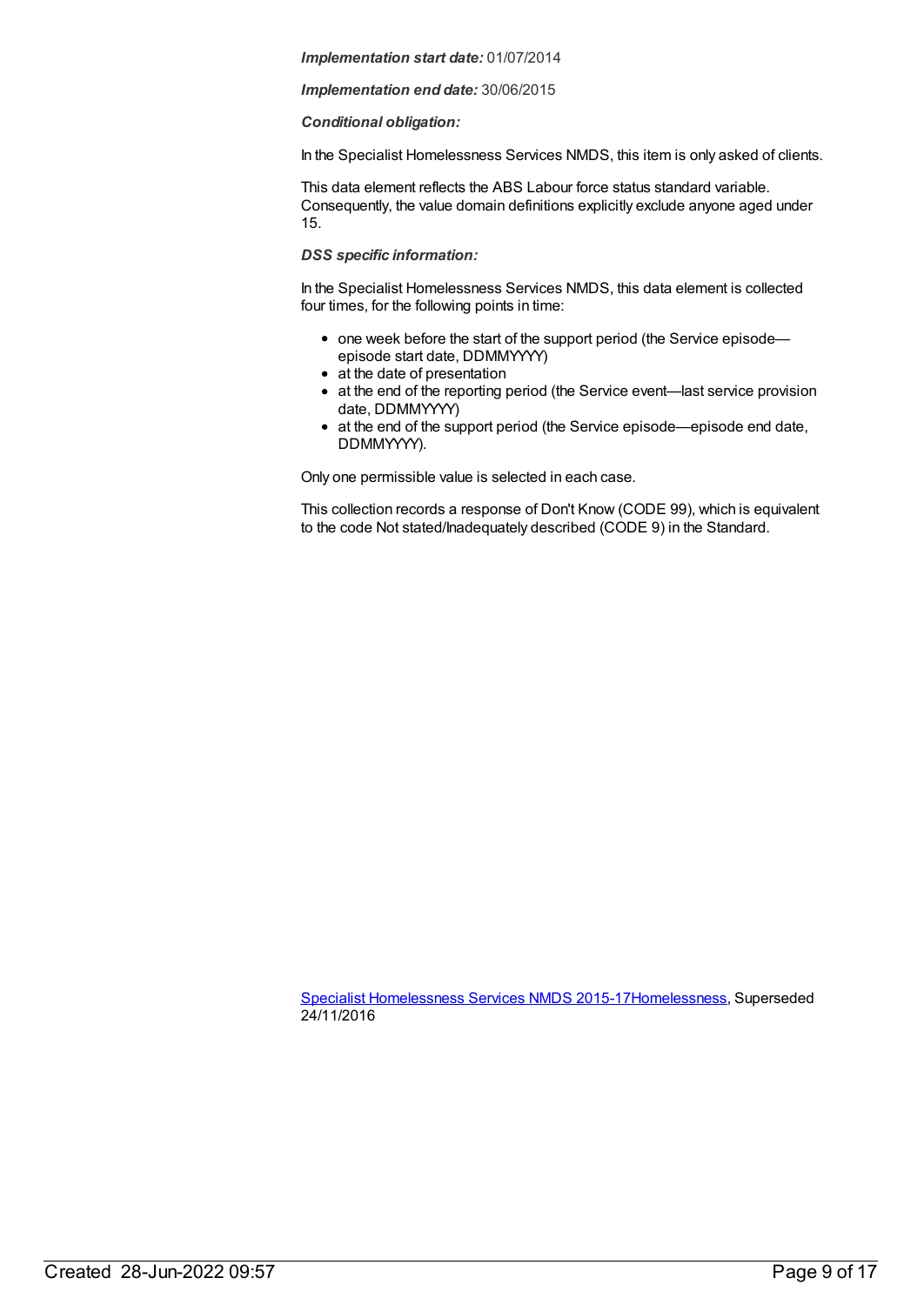***Implementation start date:*** 01/07/2014

***Implementation end date:*** 30/06/2015

***Conditional obligation:***

In the Specialist Homelessness Services NMDS, this item is only asked of clients.

This data element reflects the ABS Labour force status standard variable. Consequently, the value domain definitions explicitly exclude anyone aged under 15.

***DSS specific information:***

In the Specialist Homelessness Services NMDS, this data element is collected four times, for the following points in time:

- one week before the start of the support period (the Service episode—episode start date, DDMMYYYY)
- at the date of presentation
- at the end of the reporting period (the Service event—last service provision date, DDMMYYYY)
- at the end of the support period (the Service episode—episode end date, DDMMYYYY).

Only one permissible value is selected in each case.

This collection records a response of Don't Know (CODE 99), which is equivalent to the code Not stated/Inadequately described (CODE 9) in the Standard.

[Specialist Homelessness Services NMDS 2015-17Homelessness](), Superseded 24/11/2016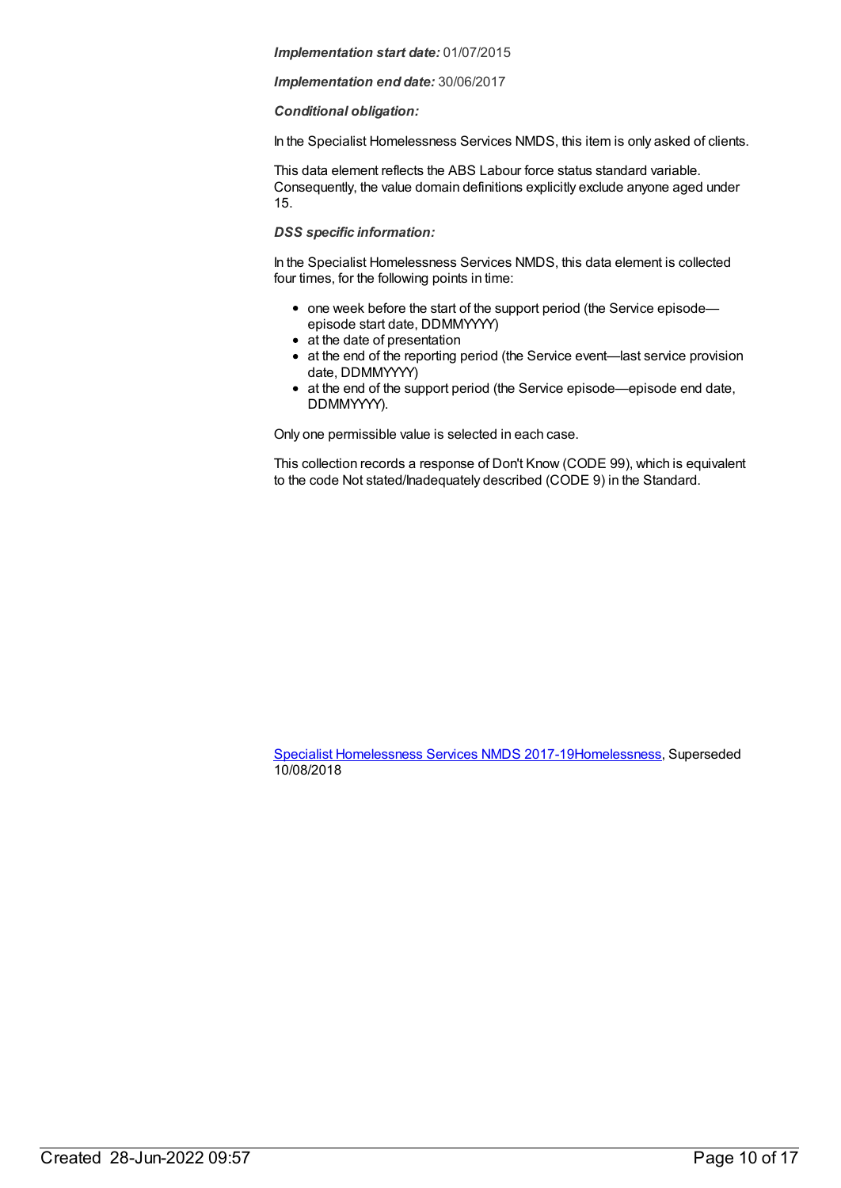***Implementation start date:*** 01/07/2015

***Implementation end date:*** 30/06/2017

***Conditional obligation:***

In the Specialist Homelessness Services NMDS, this item is only asked of clients.

This data element reflects the ABS Labour force status standard variable. Consequently, the value domain definitions explicitly exclude anyone aged under 15.

***DSS specific information:***

In the Specialist Homelessness Services NMDS, this data element is collected four times, for the following points in time:

- one week before the start of the support period (the Service episode—episode start date, DDMMYYYY)
- at the date of presentation
- at the end of the reporting period (the Service event—last service provision date, DDMMYYYY)
- at the end of the support period (the Service episode—episode end date, DDMMYYYY).

Only one permissible value is selected in each case.

This collection records a response of Don't Know (CODE 99), which is equivalent to the code Not stated/Inadequately described (CODE 9) in the Standard.

Specialist Homelessness Services NMDS 2017-19Homelessness, Superseded 10/08/2018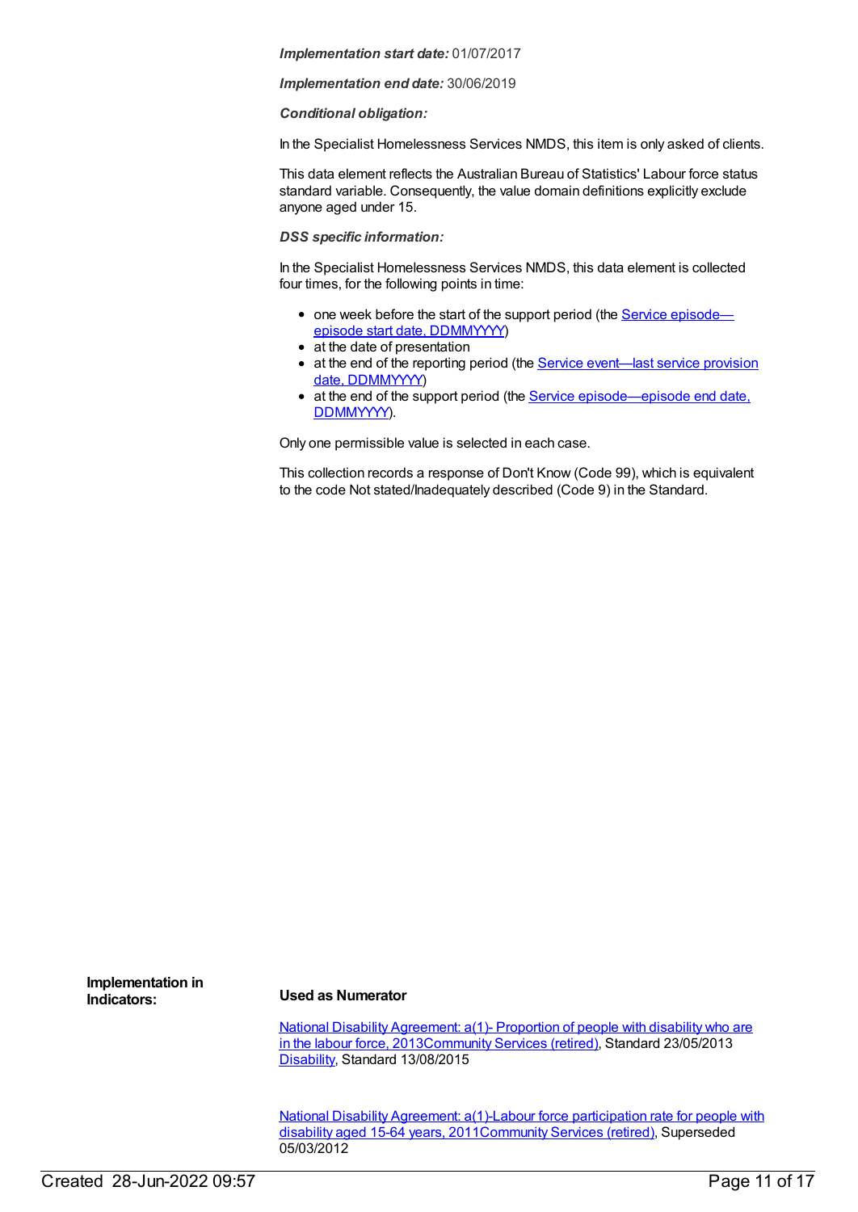***Implementation start date:*** 01/07/2017

***Implementation end date:*** 30/06/2019

***Conditional obligation:***

In the Specialist Homelessness Services NMDS, this item is only asked of clients.

This data element reflects the Australian Bureau of Statistics' Labour force status standard variable. Consequently, the value domain definitions explicitly exclude anyone aged under 15.

***DSS specific information:***

In the Specialist Homelessness Services NMDS, this data element is collected four times, for the following points in time:

- one week before the start of the support period (the Service episode—episode start date, DDMMYYYY)
- at the date of presentation
- at the end of the reporting period (the Service event—last service provision date, DDMMYYYY)
- at the end of the support period (the Service episode—episode end date, DDMMYYYY).

Only one permissible value is selected in each case.

This collection records a response of Don't Know (Code 99), which is equivalent to the code Not stated/Inadequately described (Code 9) in the Standard.

**Implementation in Indicators:**

**Used as Numerator**

National Disability Agreement: a(1)- Proportion of people with disability who are in the labour force, 2013Community Services (retired), Standard 23/05/2013
Disability, Standard 13/08/2015

National Disability Agreement: a(1)-Labour force participation rate for people with disability aged 15-64 years, 2011Community Services (retired), Superseded 05/03/2012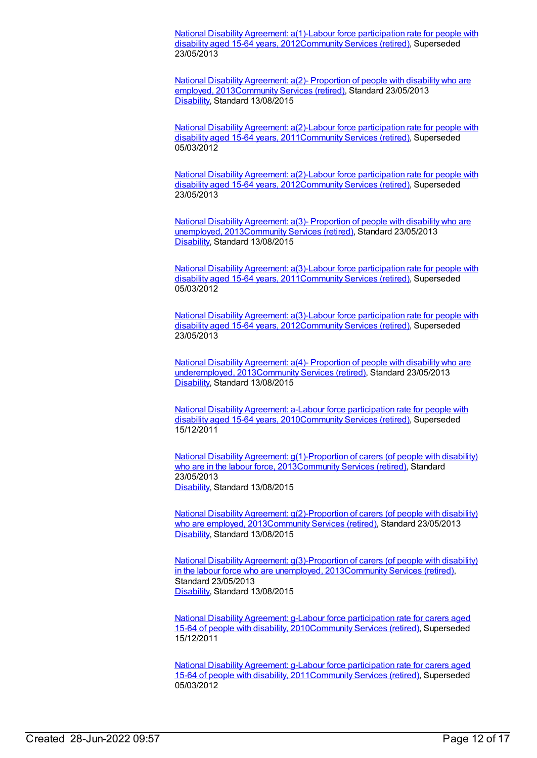National Disability Agreement: a(1)-Labour force participation rate for people with disability aged 15-64 years, 2012Community Services (retired), Superseded 23/05/2013

National Disability Agreement: a(2)- Proportion of people with disability who are employed, 2013Community Services (retired), Standard 23/05/2013
Disability, Standard 13/08/2015

National Disability Agreement: a(2)-Labour force participation rate for people with disability aged 15-64 years, 2011Community Services (retired), Superseded 05/03/2012

National Disability Agreement: a(2)-Labour force participation rate for people with disability aged 15-64 years, 2012Community Services (retired), Superseded 23/05/2013

National Disability Agreement: a(3)- Proportion of people with disability who are unemployed, 2013Community Services (retired), Standard 23/05/2013
Disability, Standard 13/08/2015

National Disability Agreement: a(3)-Labour force participation rate for people with disability aged 15-64 years, 2011Community Services (retired), Superseded 05/03/2012

National Disability Agreement: a(3)-Labour force participation rate for people with disability aged 15-64 years, 2012Community Services (retired), Superseded 23/05/2013

National Disability Agreement: a(4)- Proportion of people with disability who are underemployed, 2013Community Services (retired), Standard 23/05/2013
Disability, Standard 13/08/2015

National Disability Agreement: a-Labour force participation rate for people with disability aged 15-64 years, 2010Community Services (retired), Superseded 15/12/2011

National Disability Agreement: g(1)-Proportion of carers (of people with disability) who are in the labour force, 2013Community Services (retired), Standard 23/05/2013
Disability, Standard 13/08/2015

National Disability Agreement: g(2)-Proportion of carers (of people with disability) who are employed, 2013Community Services (retired), Standard 23/05/2013
Disability, Standard 13/08/2015

National Disability Agreement: g(3)-Proportion of carers (of people with disability) in the labour force who are unemployed, 2013Community Services (retired), Standard 23/05/2013
Disability, Standard 13/08/2015

National Disability Agreement: g-Labour force participation rate for carers aged 15-64 of people with disability, 2010Community Services (retired), Superseded 15/12/2011

National Disability Agreement: g-Labour force participation rate for carers aged 15-64 of people with disability, 2011Community Services (retired), Superseded 05/03/2012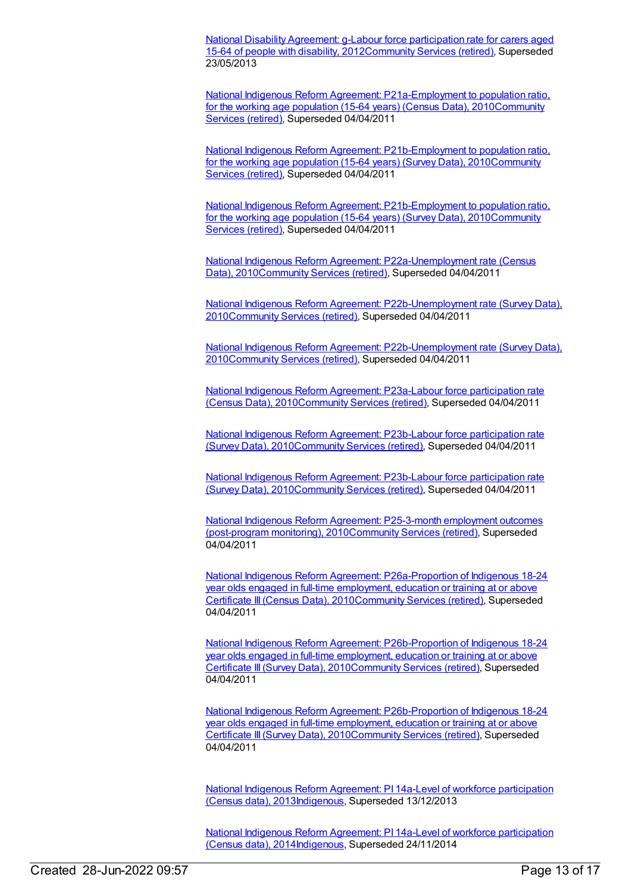National Disability Agreement: g-Labour force participation rate for carers aged 15-64 of people with disability, 2012Community Services (retired), Superseded 23/05/2013

National Indigenous Reform Agreement: P21a-Employment to population ratio, for the working age population (15-64 years) (Census Data), 2010Community Services (retired), Superseded 04/04/2011

National Indigenous Reform Agreement: P21b-Employment to population ratio, for the working age population (15-64 years) (Survey Data), 2010Community Services (retired), Superseded 04/04/2011

National Indigenous Reform Agreement: P21b-Employment to population ratio, for the working age population (15-64 years) (Survey Data), 2010Community Services (retired), Superseded 04/04/2011

National Indigenous Reform Agreement: P22a-Unemployment rate (Census Data), 2010Community Services (retired), Superseded 04/04/2011

National Indigenous Reform Agreement: P22b-Unemployment rate (Survey Data), 2010Community Services (retired), Superseded 04/04/2011

National Indigenous Reform Agreement: P22b-Unemployment rate (Survey Data), 2010Community Services (retired), Superseded 04/04/2011

National Indigenous Reform Agreement: P23a-Labour force participation rate (Census Data), 2010Community Services (retired), Superseded 04/04/2011

National Indigenous Reform Agreement: P23b-Labour force participation rate (Survey Data), 2010Community Services (retired), Superseded 04/04/2011

National Indigenous Reform Agreement: P23b-Labour force participation rate (Survey Data), 2010Community Services (retired), Superseded 04/04/2011

National Indigenous Reform Agreement: P25-3-month employment outcomes (post-program monitoring), 2010Community Services (retired), Superseded 04/04/2011

National Indigenous Reform Agreement: P26a-Proportion of Indigenous 18-24 year olds engaged in full-time employment, education or training at or above Certificate III (Census Data), 2010Community Services (retired), Superseded 04/04/2011

National Indigenous Reform Agreement: P26b-Proportion of Indigenous 18-24 year olds engaged in full-time employment, education or training at or above Certificate III (Survey Data), 2010Community Services (retired), Superseded 04/04/2011

National Indigenous Reform Agreement: P26b-Proportion of Indigenous 18-24 year olds engaged in full-time employment, education or training at or above Certificate III (Survey Data), 2010Community Services (retired), Superseded 04/04/2011

National Indigenous Reform Agreement: PI 14a-Level of workforce participation (Census data), 2013Indigenous, Superseded 13/12/2013

National Indigenous Reform Agreement: PI 14a-Level of workforce participation (Census data), 2014Indigenous, Superseded 24/11/2014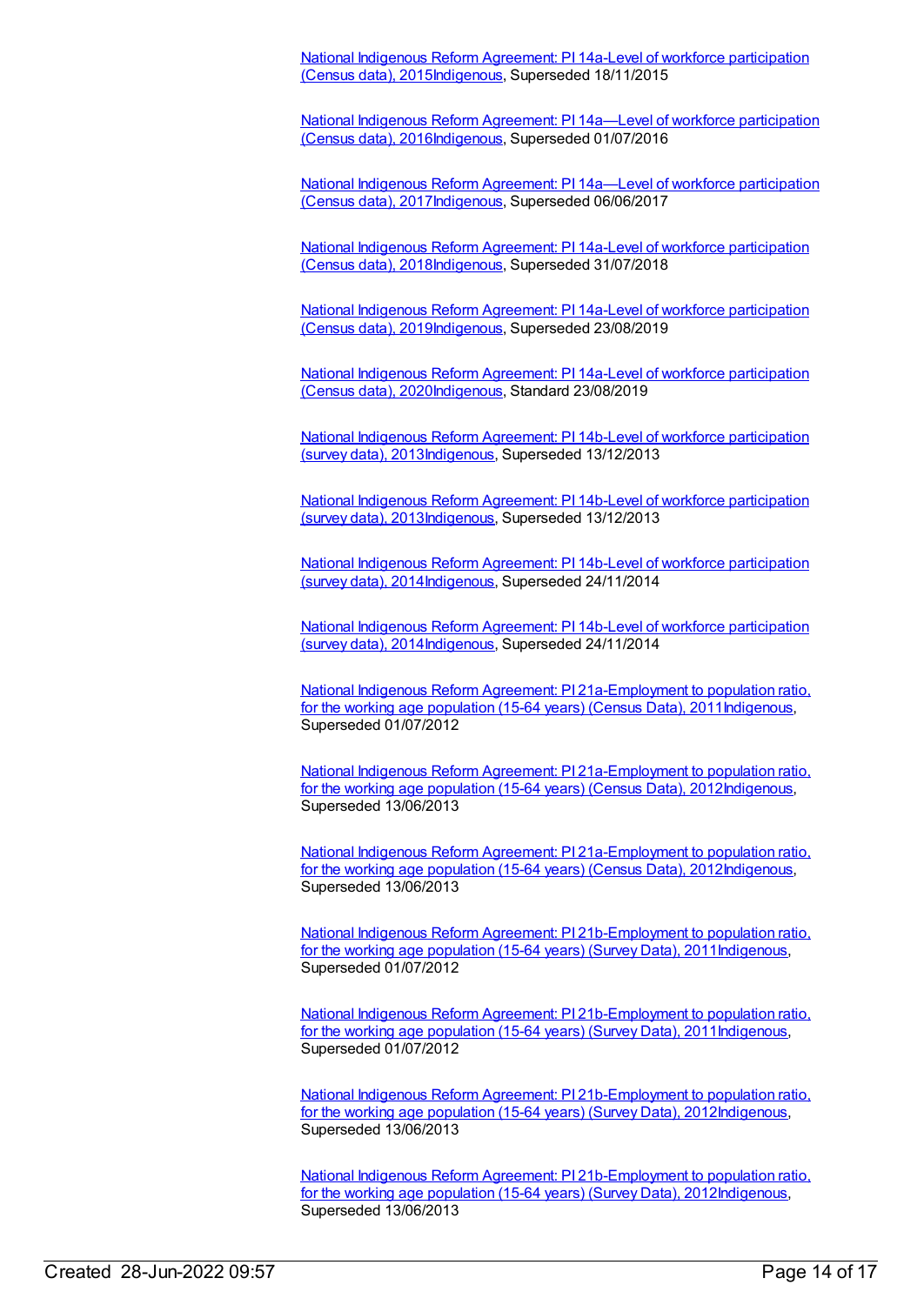National Indigenous Reform Agreement: PI 14a-Level of workforce participation (Census data), 2015Indigenous, Superseded 18/11/2015

National Indigenous Reform Agreement: PI 14a—Level of workforce participation (Census data), 2016Indigenous, Superseded 01/07/2016

National Indigenous Reform Agreement: PI 14a—Level of workforce participation (Census data), 2017Indigenous, Superseded 06/06/2017

National Indigenous Reform Agreement: PI 14a-Level of workforce participation (Census data), 2018Indigenous, Superseded 31/07/2018

National Indigenous Reform Agreement: PI 14a-Level of workforce participation (Census data), 2019Indigenous, Superseded 23/08/2019

National Indigenous Reform Agreement: PI 14a-Level of workforce participation (Census data), 2020Indigenous, Standard 23/08/2019

National Indigenous Reform Agreement: PI 14b-Level of workforce participation (survey data), 2013Indigenous, Superseded 13/12/2013

National Indigenous Reform Agreement: PI 14b-Level of workforce participation (survey data), 2013Indigenous, Superseded 13/12/2013

National Indigenous Reform Agreement: PI 14b-Level of workforce participation (survey data), 2014Indigenous, Superseded 24/11/2014

National Indigenous Reform Agreement: PI 14b-Level of workforce participation (survey data), 2014Indigenous, Superseded 24/11/2014

National Indigenous Reform Agreement: PI 21a-Employment to population ratio, for the working age population (15-64 years) (Census Data), 2011Indigenous, Superseded 01/07/2012

National Indigenous Reform Agreement: PI 21a-Employment to population ratio, for the working age population (15-64 years) (Census Data), 2012Indigenous, Superseded 13/06/2013

National Indigenous Reform Agreement: PI 21a-Employment to population ratio, for the working age population (15-64 years) (Census Data), 2012Indigenous, Superseded 13/06/2013

National Indigenous Reform Agreement: PI 21b-Employment to population ratio, for the working age population (15-64 years) (Survey Data), 2011Indigenous, Superseded 01/07/2012

National Indigenous Reform Agreement: PI 21b-Employment to population ratio, for the working age population (15-64 years) (Survey Data), 2011Indigenous, Superseded 01/07/2012

National Indigenous Reform Agreement: PI 21b-Employment to population ratio, for the working age population (15-64 years) (Survey Data), 2012Indigenous, Superseded 13/06/2013

National Indigenous Reform Agreement: PI 21b-Employment to population ratio, for the working age population (15-64 years) (Survey Data), 2012Indigenous, Superseded 13/06/2013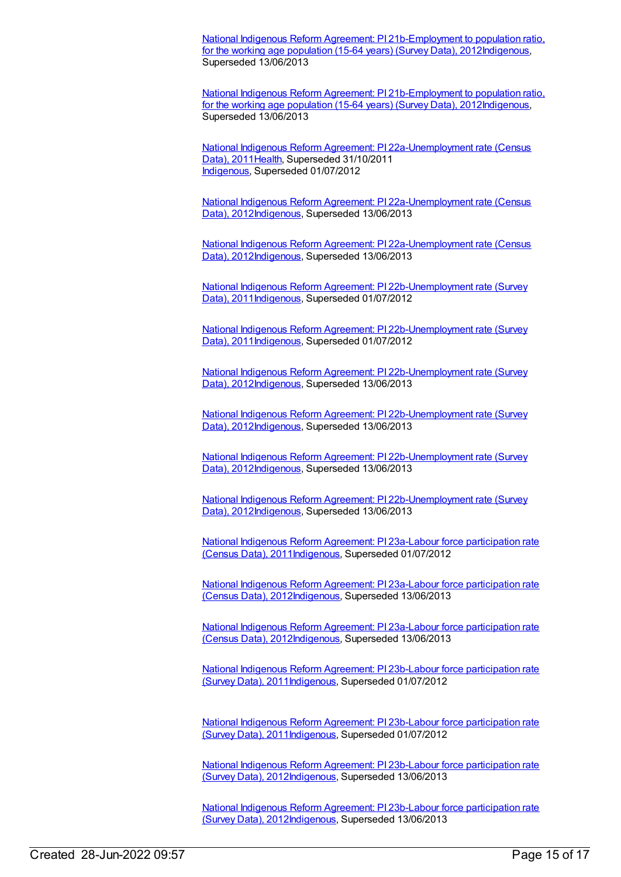National Indigenous Reform Agreement: PI 21b-Employment to population ratio, for the working age population (15-64 years) (Survey Data), 2012Indigenous, Superseded 13/06/2013

National Indigenous Reform Agreement: PI 21b-Employment to population ratio, for the working age population (15-64 years) (Survey Data), 2012Indigenous, Superseded 13/06/2013

National Indigenous Reform Agreement: PI 22a-Unemployment rate (Census Data), 2011Health, Superseded 31/10/2011
Indigenous, Superseded 01/07/2012

National Indigenous Reform Agreement: PI 22a-Unemployment rate (Census Data), 2012Indigenous, Superseded 13/06/2013

National Indigenous Reform Agreement: PI 22a-Unemployment rate (Census Data), 2012Indigenous, Superseded 13/06/2013

National Indigenous Reform Agreement: PI 22b-Unemployment rate (Survey Data), 2011Indigenous, Superseded 01/07/2012

National Indigenous Reform Agreement: PI 22b-Unemployment rate (Survey Data), 2011Indigenous, Superseded 01/07/2012

National Indigenous Reform Agreement: PI 22b-Unemployment rate (Survey Data), 2012Indigenous, Superseded 13/06/2013

National Indigenous Reform Agreement: PI 22b-Unemployment rate (Survey Data), 2012Indigenous, Superseded 13/06/2013

National Indigenous Reform Agreement: PI 22b-Unemployment rate (Survey Data), 2012Indigenous, Superseded 13/06/2013

National Indigenous Reform Agreement: PI 22b-Unemployment rate (Survey Data), 2012Indigenous, Superseded 13/06/2013

National Indigenous Reform Agreement: PI 23a-Labour force participation rate (Census Data), 2011Indigenous, Superseded 01/07/2012

National Indigenous Reform Agreement: PI 23a-Labour force participation rate (Census Data), 2012Indigenous, Superseded 13/06/2013

National Indigenous Reform Agreement: PI 23a-Labour force participation rate (Census Data), 2012Indigenous, Superseded 13/06/2013

National Indigenous Reform Agreement: PI 23b-Labour force participation rate (Survey Data), 2011Indigenous, Superseded 01/07/2012

National Indigenous Reform Agreement: PI 23b-Labour force participation rate (Survey Data), 2011Indigenous, Superseded 01/07/2012

National Indigenous Reform Agreement: PI 23b-Labour force participation rate (Survey Data), 2012Indigenous, Superseded 13/06/2013

National Indigenous Reform Agreement: PI 23b-Labour force participation rate (Survey Data), 2012Indigenous, Superseded 13/06/2013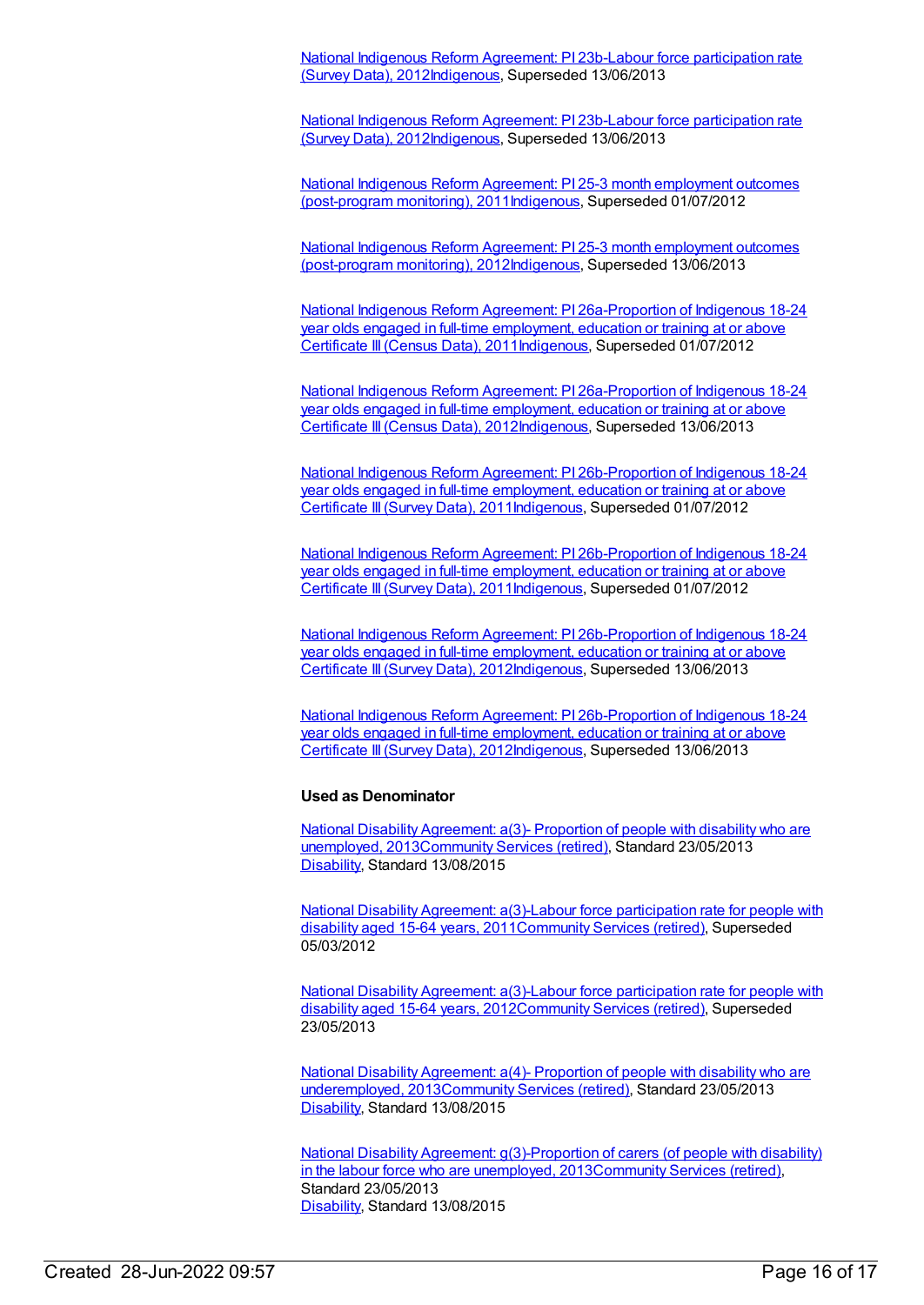National Indigenous Reform Agreement: PI 23b-Labour force participation rate (Survey Data), 2012Indigenous, Superseded 13/06/2013

National Indigenous Reform Agreement: PI 23b-Labour force participation rate (Survey Data), 2012Indigenous, Superseded 13/06/2013

National Indigenous Reform Agreement: PI 25-3 month employment outcomes (post-program monitoring), 2011Indigenous, Superseded 01/07/2012

National Indigenous Reform Agreement: PI 25-3 month employment outcomes (post-program monitoring), 2012Indigenous, Superseded 13/06/2013

National Indigenous Reform Agreement: PI 26a-Proportion of Indigenous 18-24 year olds engaged in full-time employment, education or training at or above Certificate III (Census Data), 2011Indigenous, Superseded 01/07/2012

National Indigenous Reform Agreement: PI 26a-Proportion of Indigenous 18-24 year olds engaged in full-time employment, education or training at or above Certificate III (Census Data), 2012Indigenous, Superseded 13/06/2013

National Indigenous Reform Agreement: PI 26b-Proportion of Indigenous 18-24 year olds engaged in full-time employment, education or training at or above Certificate III (Survey Data), 2011Indigenous, Superseded 01/07/2012

National Indigenous Reform Agreement: PI 26b-Proportion of Indigenous 18-24 year olds engaged in full-time employment, education or training at or above Certificate III (Survey Data), 2011Indigenous, Superseded 01/07/2012

National Indigenous Reform Agreement: PI 26b-Proportion of Indigenous 18-24 year olds engaged in full-time employment, education or training at or above Certificate III (Survey Data), 2012Indigenous, Superseded 13/06/2013

National Indigenous Reform Agreement: PI 26b-Proportion of Indigenous 18-24 year olds engaged in full-time employment, education or training at or above Certificate III (Survey Data), 2012Indigenous, Superseded 13/06/2013

**Used as Denominator**

National Disability Agreement: a(3)- Proportion of people with disability who are unemployed, 2013Community Services (retired), Standard 23/05/2013
Disability, Standard 13/08/2015

National Disability Agreement: a(3)-Labour force participation rate for people with disability aged 15-64 years, 2011Community Services (retired), Superseded 05/03/2012

National Disability Agreement: a(3)-Labour force participation rate for people with disability aged 15-64 years, 2012Community Services (retired), Superseded 23/05/2013

National Disability Agreement: a(4)- Proportion of people with disability who are underemployed, 2013Community Services (retired), Standard 23/05/2013
Disability, Standard 13/08/2015

National Disability Agreement: g(3)-Proportion of carers (of people with disability) in the labour force who are unemployed, 2013Community Services (retired), Standard 23/05/2013
Disability, Standard 13/08/2015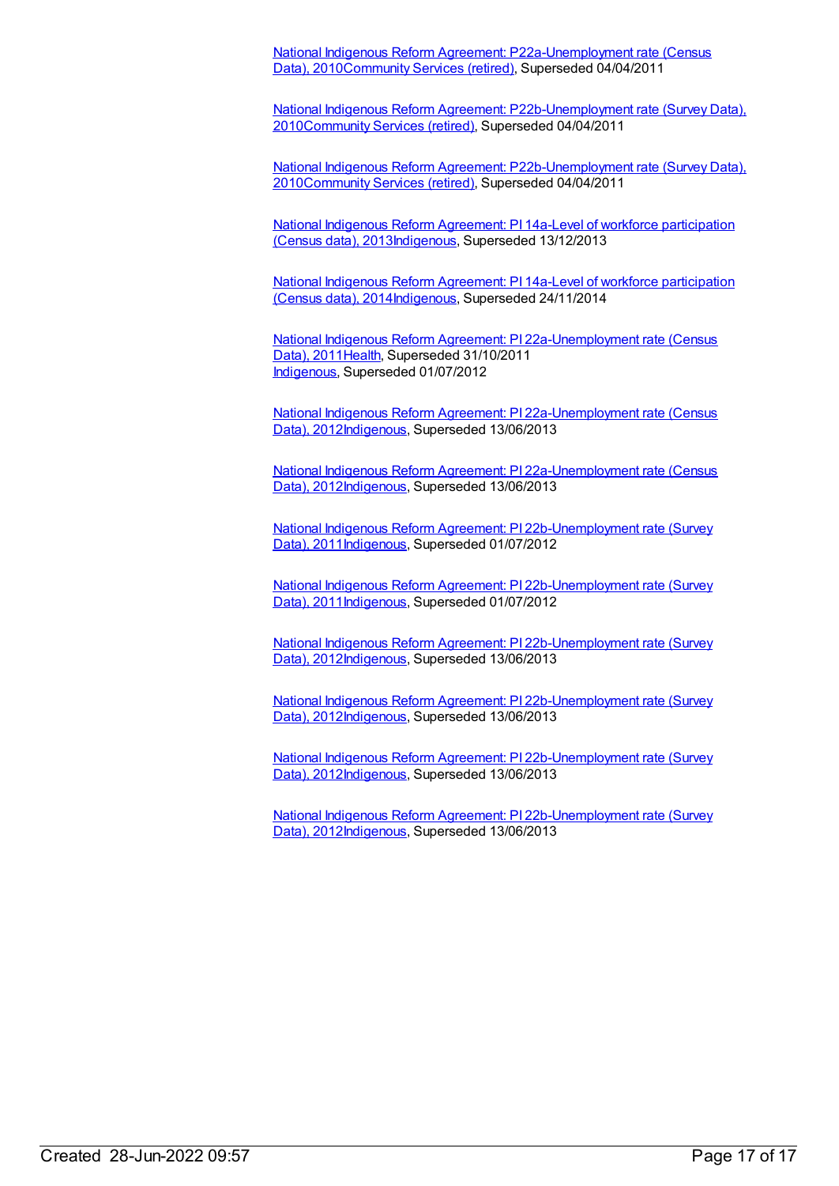National Indigenous Reform Agreement: P22a-Unemployment rate (Census Data), 2010Community Services (retired), Superseded 04/04/2011

National Indigenous Reform Agreement: P22b-Unemployment rate (Survey Data), 2010Community Services (retired), Superseded 04/04/2011

National Indigenous Reform Agreement: P22b-Unemployment rate (Survey Data), 2010Community Services (retired), Superseded 04/04/2011

National Indigenous Reform Agreement: PI 14a-Level of workforce participation (Census data), 2013Indigenous, Superseded 13/12/2013

National Indigenous Reform Agreement: PI 14a-Level of workforce participation (Census data), 2014Indigenous, Superseded 24/11/2014

National Indigenous Reform Agreement: PI 22a-Unemployment rate (Census Data), 2011Health, Superseded 31/10/2011
Indigenous, Superseded 01/07/2012

National Indigenous Reform Agreement: PI 22a-Unemployment rate (Census Data), 2012Indigenous, Superseded 13/06/2013

National Indigenous Reform Agreement: PI 22a-Unemployment rate (Census Data), 2012Indigenous, Superseded 13/06/2013

National Indigenous Reform Agreement: PI 22b-Unemployment rate (Survey Data), 2011Indigenous, Superseded 01/07/2012

National Indigenous Reform Agreement: PI 22b-Unemployment rate (Survey Data), 2011Indigenous, Superseded 01/07/2012

National Indigenous Reform Agreement: PI 22b-Unemployment rate (Survey Data), 2012Indigenous, Superseded 13/06/2013

National Indigenous Reform Agreement: PI 22b-Unemployment rate (Survey Data), 2012Indigenous, Superseded 13/06/2013

National Indigenous Reform Agreement: PI 22b-Unemployment rate (Survey Data), 2012Indigenous, Superseded 13/06/2013

National Indigenous Reform Agreement: PI 22b-Unemployment rate (Survey Data), 2012Indigenous, Superseded 13/06/2013